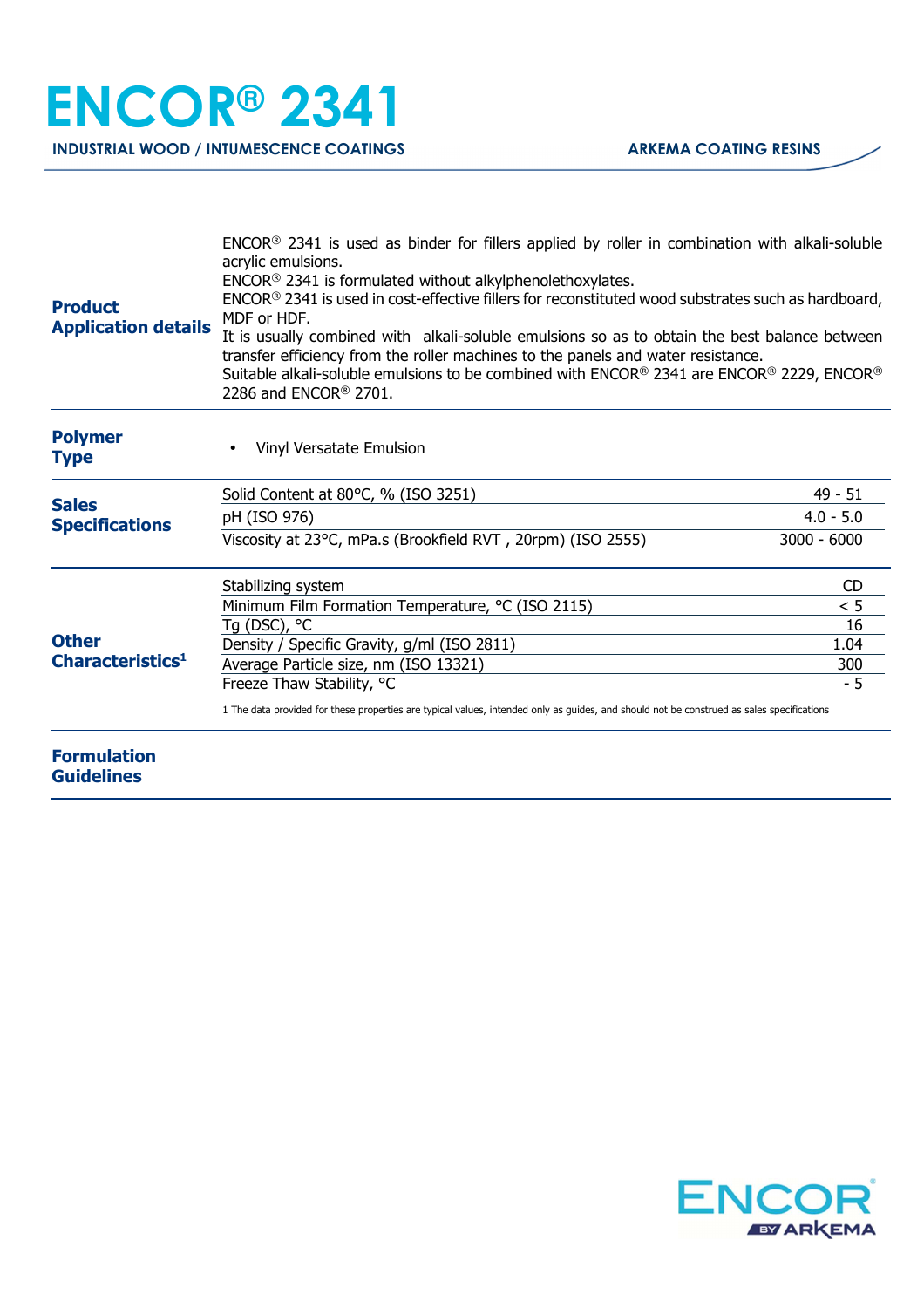# ENCOR® 2341

**INDUSTRIAL WOOD / INTUMESCENCE COATINGS**

**ARKEMA COATING RESINS**

## Product Application details

ENCOR® 2341 is used as binder for fillers applied by roller in combination with alkali-soluble acrylic emulsions.
ENCOR® 2341 is formulated without alkylphenolethoxylates.
ENCOR® 2341 is used in cost-effective fillers for reconstituted wood substrates such as hardboard, MDF or HDF.
It is usually combined with alkali-soluble emulsions so as to obtain the best balance between transfer efficiency from the roller machines to the panels and water resistance.
Suitable alkali-soluble emulsions to be combined with ENCOR® 2341 are ENCOR® 2229, ENCOR® 2286 and ENCOR® 2701.

## Polymer Type

- Vinyl Versatate Emulsion

## Sales Specifications

| Property | Value |
|---|---|
| Solid Content at 80°C, % (ISO 3251) | 49 - 51 |
| pH (ISO 976) | 4.0 - 5.0 |
| Viscosity at 23°C, mPa.s (Brookfield RVT , 20rpm) (ISO 2555) | 3000 - 6000 |

## Other Characteristics[1]

| Property | Value |
|---|---|
| Stabilizing system | CD |
| Minimum Film Formation Temperature, °C (ISO 2115) | < 5 |
| Tg (DSC), °C | 16 |
| Density / Specific Gravity, g/ml (ISO 2811) | 1.04 |
| Average Particle size, nm (ISO 13321) | 300 |
| Freeze Thaw Stability, °C | - 5 |

1 The data provided for these properties are typical values, intended only as guides, and should not be construed as sales specifications

## Formulation Guidelines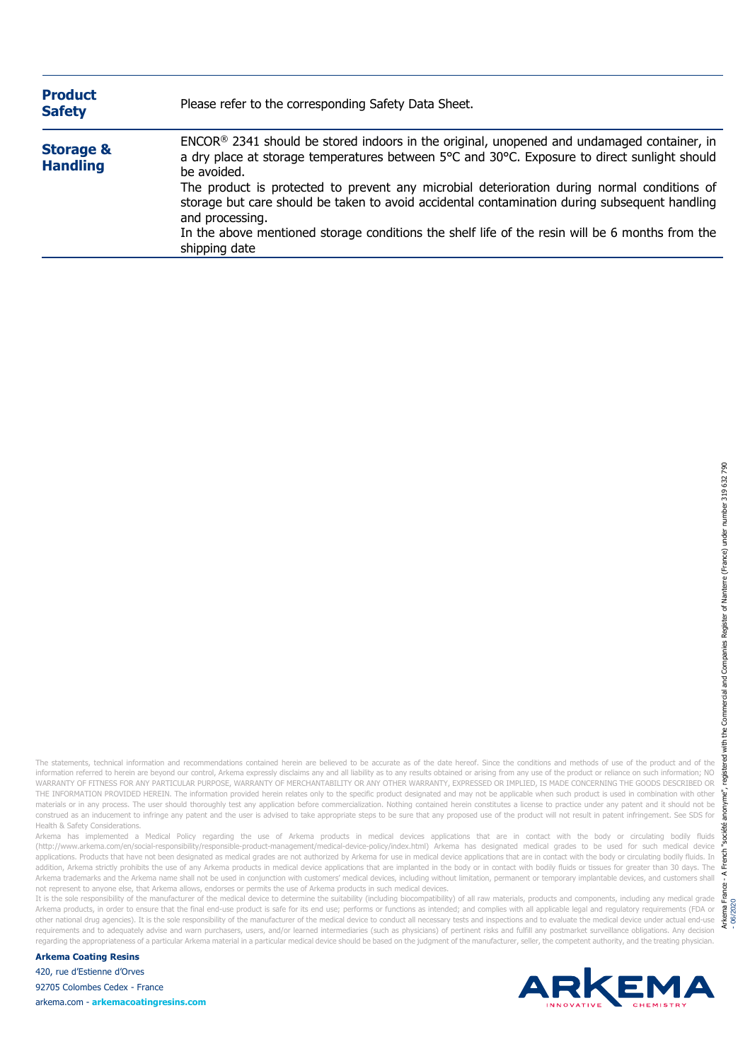| | |
|---|---|
| **Product Safety** | Please refer to the corresponding Safety Data Sheet. |
| **Storage & Handling** | ENCOR® 2341 should be stored indoors in the original, unopened and undamaged container, in a dry place at storage temperatures between 5°C and 30°C. Exposure to direct sunlight should be avoided.<br>The product is protected to prevent any microbial deterioration during normal conditions of storage but care should be taken to avoid accidental contamination during subsequent handling and processing.<br>In the above mentioned storage conditions the shelf life of the resin will be 6 months from the shipping date |

The statements, technical information and recommendations contained herein are believed to be accurate as of the date hereof. Since the conditions and methods of use of the product and of the information referred to herein are beyond our control, Arkema expressly disclaims any and all liability as to any results obtained or arising from any use of the product or reliance on such information; NO WARRANTY OF FITNESS FOR ANY PARTICULAR PURPOSE, WARRANTY OF MERCHANTABILITY OR ANY OTHER WARRANTY, EXPRESSED OR IMPLIED, IS MADE CONCERNING THE GOODS DESCRIBED OR THE INFORMATION PROVIDED HEREIN. The information provided herein relates only to the specific product designated and may not be applicable when such product is used in combination with other materials or in any process. The user should thoroughly test any application before commercialization. Nothing contained herein constitutes a license to practice under any patent and it should not be construed as an inducement to infringe any patent and the user is advised to take appropriate steps to be sure that any proposed use of the product will not result in patent infringement. See SDS for Health & Safety Considerations.

Arkema has implemented a Medical Policy regarding the use of Arkema products in medical devices applications that are in contact with the body or circulating bodily fluids (http://www.arkema.com/en/social-responsibility/responsible-product-management/medical-device-policy/index.html) Arkema has designated medical grades to be used for such medical device applications. Products that have not been designated as medical grades are not authorized by Arkema for use in medical device applications that are in contact with the body or circulating bodily fluids. In addition, Arkema strictly prohibits the use of any Arkema products in medical device applications that are implanted in the body or in contact with bodily fluids or tissues for greater than 30 days. The Arkema trademarks and the Arkema name shall not be used in conjunction with customers' medical devices, including without limitation, permanent or temporary implantable devices, and customers shall not represent to anyone else, that Arkema allows, endorses or permits the use of Arkema products in such medical devices.

It is the sole responsibility of the manufacturer of the medical device to determine the suitability (including biocompatibility) of all raw materials, products and components, including any medical grade Arkema products, in order to ensure that the final end-use product is safe for its end use; performs or functions as intended; and complies with all applicable legal and regulatory requirements (FDA or other national drug agencies). It is the sole responsibility of the manufacturer of the medical device to conduct all necessary tests and inspections and to evaluate the medical device under actual end-use requirements and to adequately advise and warn purchasers, users, and/or learned intermediaries (such as physicians) of pertinent risks and fulfill any postmarket surveillance obligations. Any decision regarding the appropriateness of a particular Arkema material in a particular medical device should be based on the judgment of the manufacturer, seller, the competent authority, and the treating physician.

**Arkema Coating Resins**
420, rue d'Estienne d'Orves
92705 Colombes Cedex - France
arkema.com - **arkemacoatingresins.com**

Arkema France - A French "société anonyme", registered with the Commercial and Companies Register of Nanterre (France) under number 319 632 790 - 06/2020